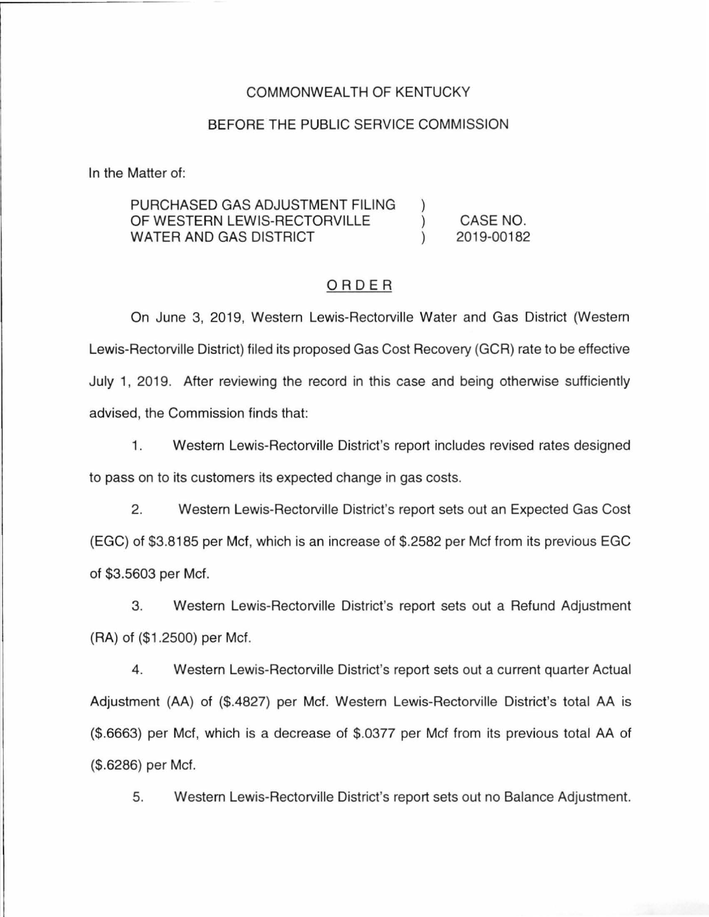COMMONWEALTH OF KENTUCKY

BEFORE THE PUBLIC SERVICE COMMISSION

In the Matter of:

| | | |
|---|---|---|
| PURCHASED GAS ADJUSTMENT FILING OF WESTERN LEWIS-RECTORVILLE WATER AND GAS DISTRICT | ) ) ) | CASE NO. 2019-00182 |

## ORDER

On June 3, 2019, Western Lewis-Rectorville Water and Gas District (Western Lewis-Rectorville District) filed its proposed Gas Cost Recovery (GCR) rate to be effective July 1, 2019. After reviewing the record in this case and being otherwise sufficiently advised, the Commission finds that:

1. Western Lewis-Rectorville District's report includes revised rates designed to pass on to its customers its expected change in gas costs.

2. Western Lewis-Rectorville District's report sets out an Expected Gas Cost (EGC) of $3.8185 per Mcf, which is an increase of $.2582 per Mcf from its previous EGC of $3.5603 per Mcf.

3. Western Lewis-Rectorville District's report sets out a Refund Adjustment (RA) of ($1.2500) per Mcf.

4. Western Lewis-Rectorville District's report sets out a current quarter Actual Adjustment (AA) of ($.4827) per Mcf. Western Lewis-Rectorville District's total AA is ($.6663) per Mcf, which is a decrease of $.0377 per Mcf from its previous total AA of ($.6286) per Mcf.

5. Western Lewis-Rectorville District's report sets out no Balance Adjustment.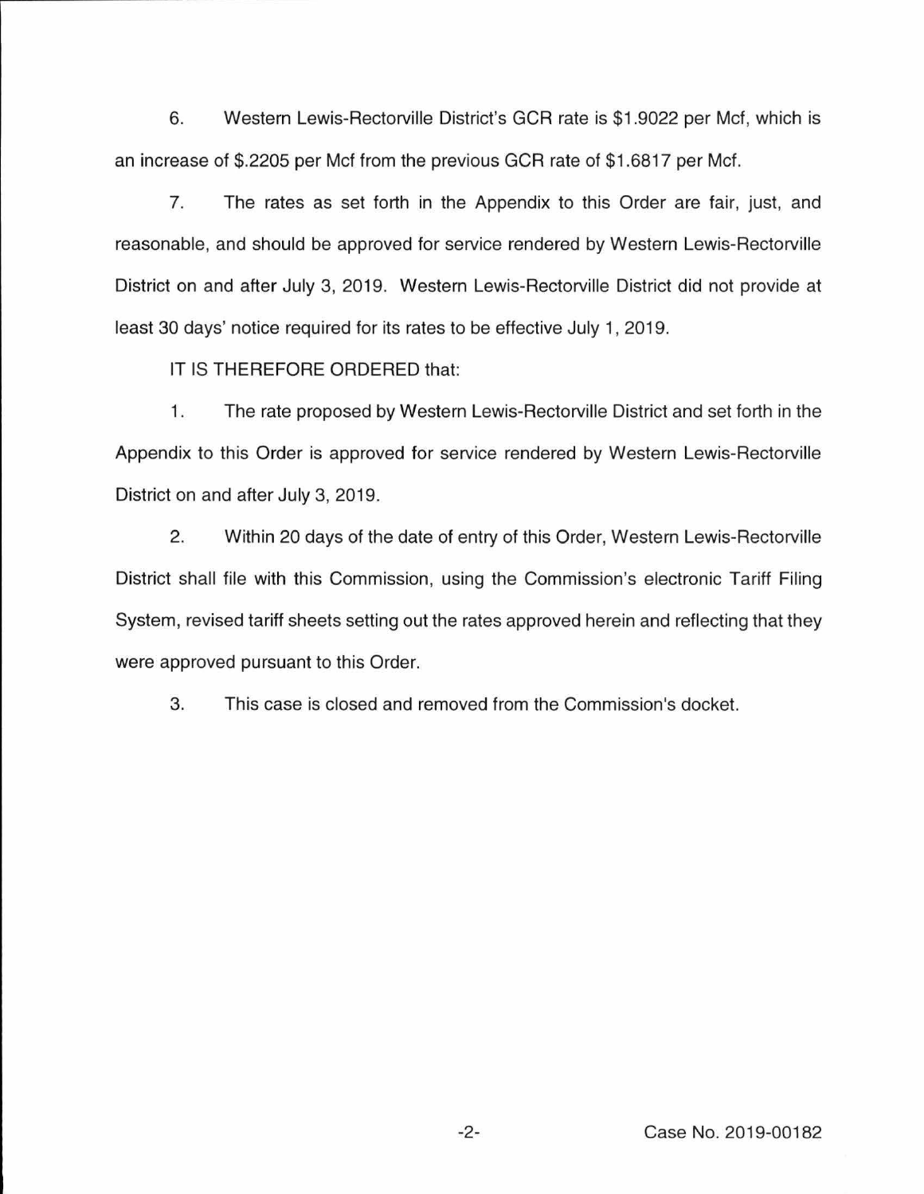6. Western Lewis-Rectorville District's GCR rate is $1.9022 per Mcf, which is an increase of $.2205 per Mcf from the previous GCR rate of $1.6817 per Mcf.

7. The rates as set forth in the Appendix to this Order are fair, just, and reasonable, and should be approved for service rendered by Western Lewis-Rectorville District on and after July 3, 2019. Western Lewis-Rectorville District did not provide at least 30 days' notice required for its rates to be effective July 1, 2019.

IT IS THEREFORE ORDERED that:

1. The rate proposed by Western Lewis-Rectorville District and set forth in the Appendix to this Order is approved for service rendered by Western Lewis-Rectorville District on and after July 3, 2019.

2. Within 20 days of the date of entry of this Order, Western Lewis-Rectorville District shall file with this Commission, using the Commission's electronic Tariff Filing System, revised tariff sheets setting out the rates approved herein and reflecting that they were approved pursuant to this Order.

3. This case is closed and removed from the Commission's docket.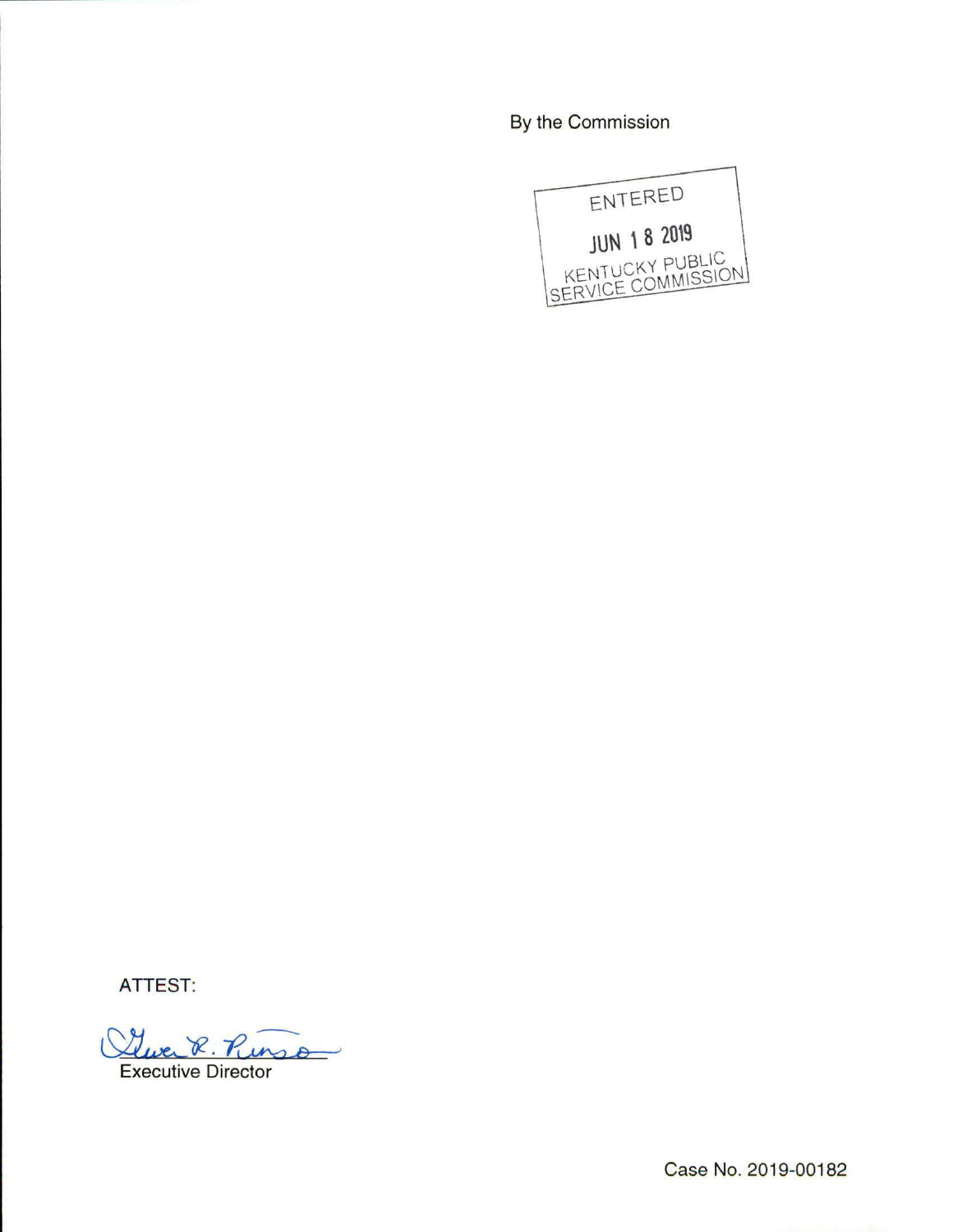By the Commission

ENTERED

JUN 18 2019

KENTUCKY PUBLIC SERVICE COMMISSION

ATTEST:

Executive Director

Case No. 2019-00182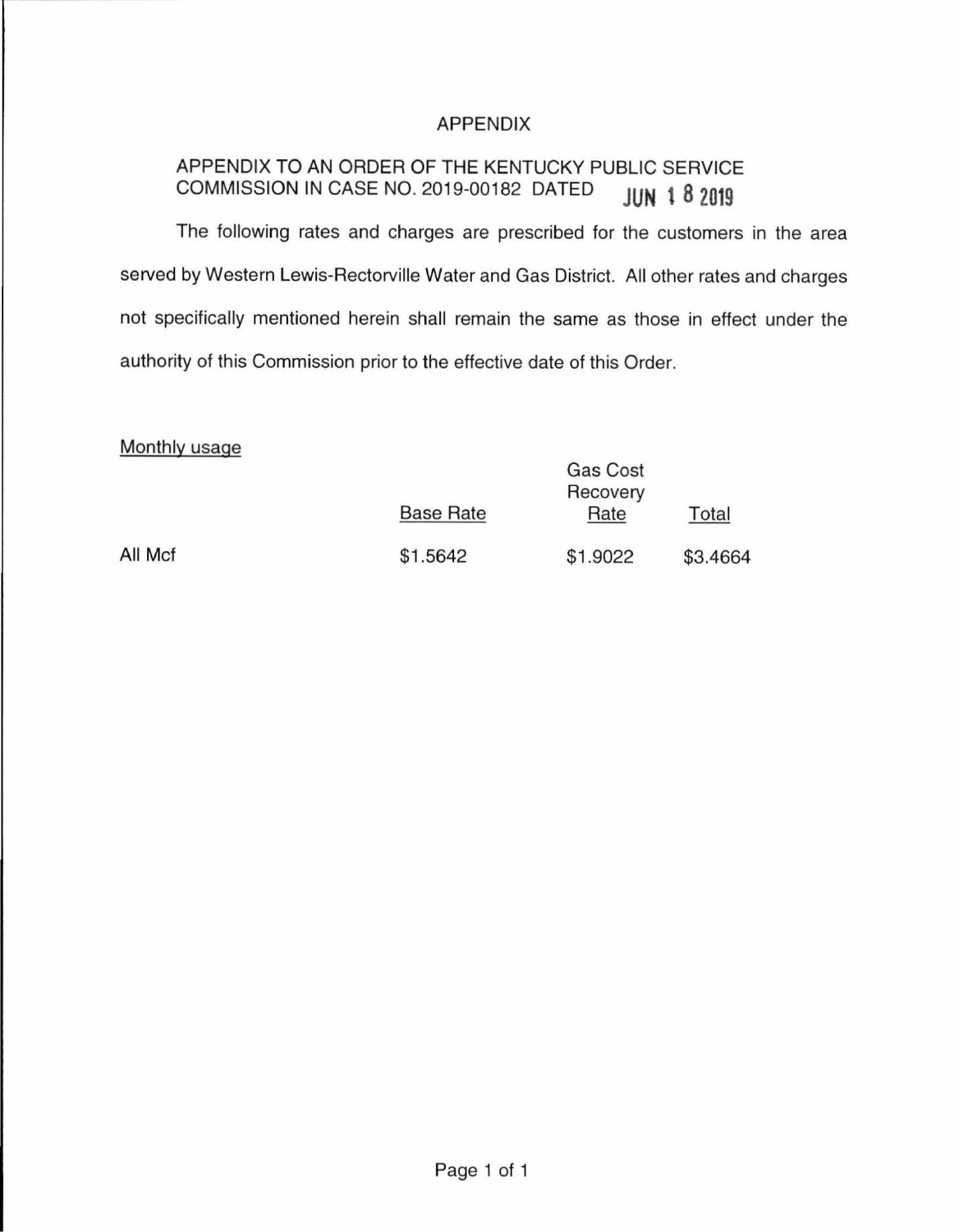# APPENDIX

APPENDIX TO AN ORDER OF THE KENTUCKY PUBLIC SERVICE COMMISSION IN CASE NO. 2019-00182 DATED JUN 18 2019

The following rates and charges are prescribed for the customers in the area served by Western Lewis-Rectorville Water and Gas District. All other rates and charges not specifically mentioned herein shall remain the same as those in effect under the authority of this Commission prior to the effective date of this Order.

Monthly usage

| | Base Rate | Gas Cost Recovery Rate | Total |
|---|---|---|---|
| All Mcf | $1.5642 | $1.9022 | $3.4664 |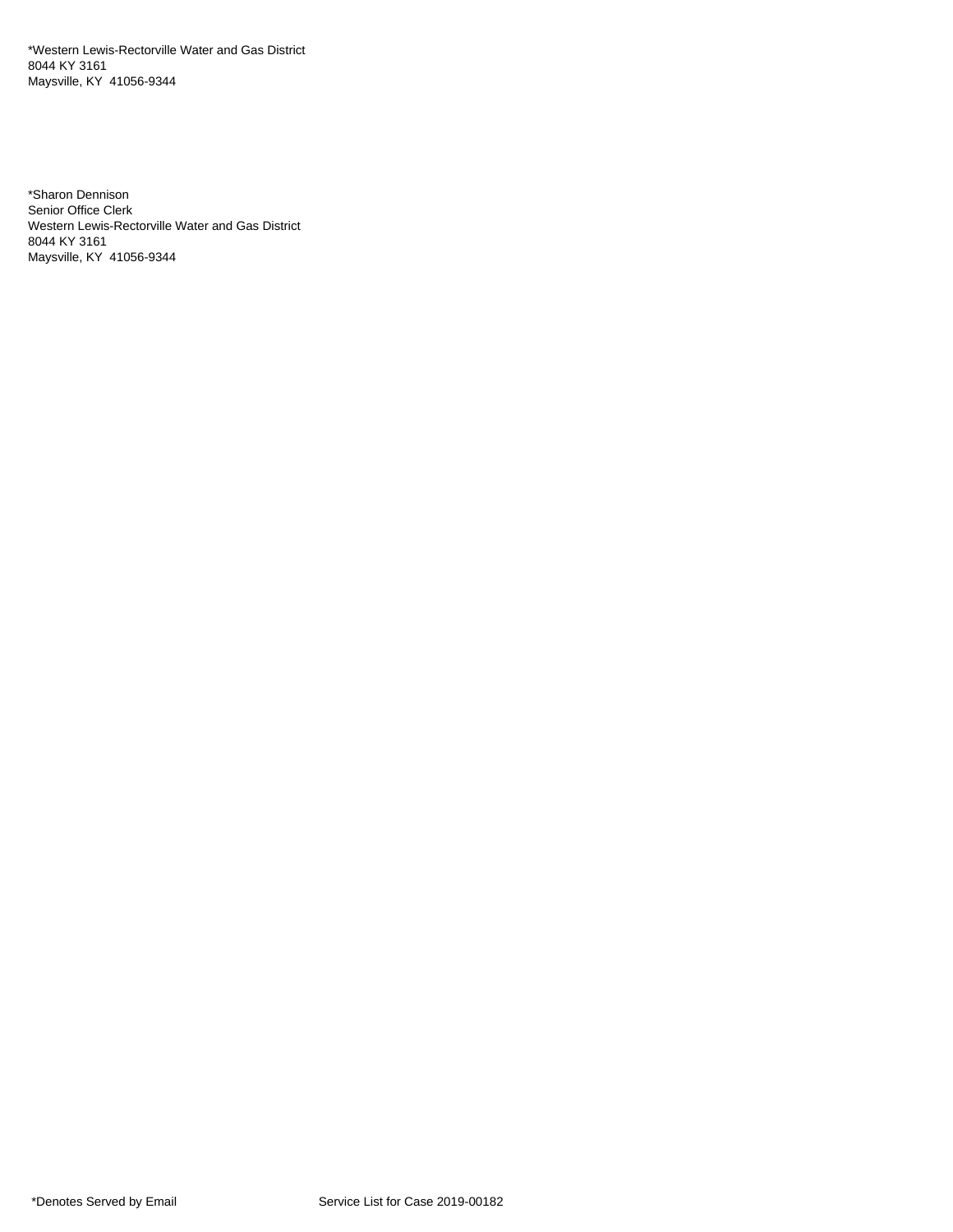*Western Lewis-Rectorville Water and Gas District
8044 KY 3161
Maysville, KY  41056-9344

*Sharon Dennison
Senior Office Clerk
Western Lewis-Rectorville Water and Gas District
8044 KY 3161
Maysville, KY  41056-9344